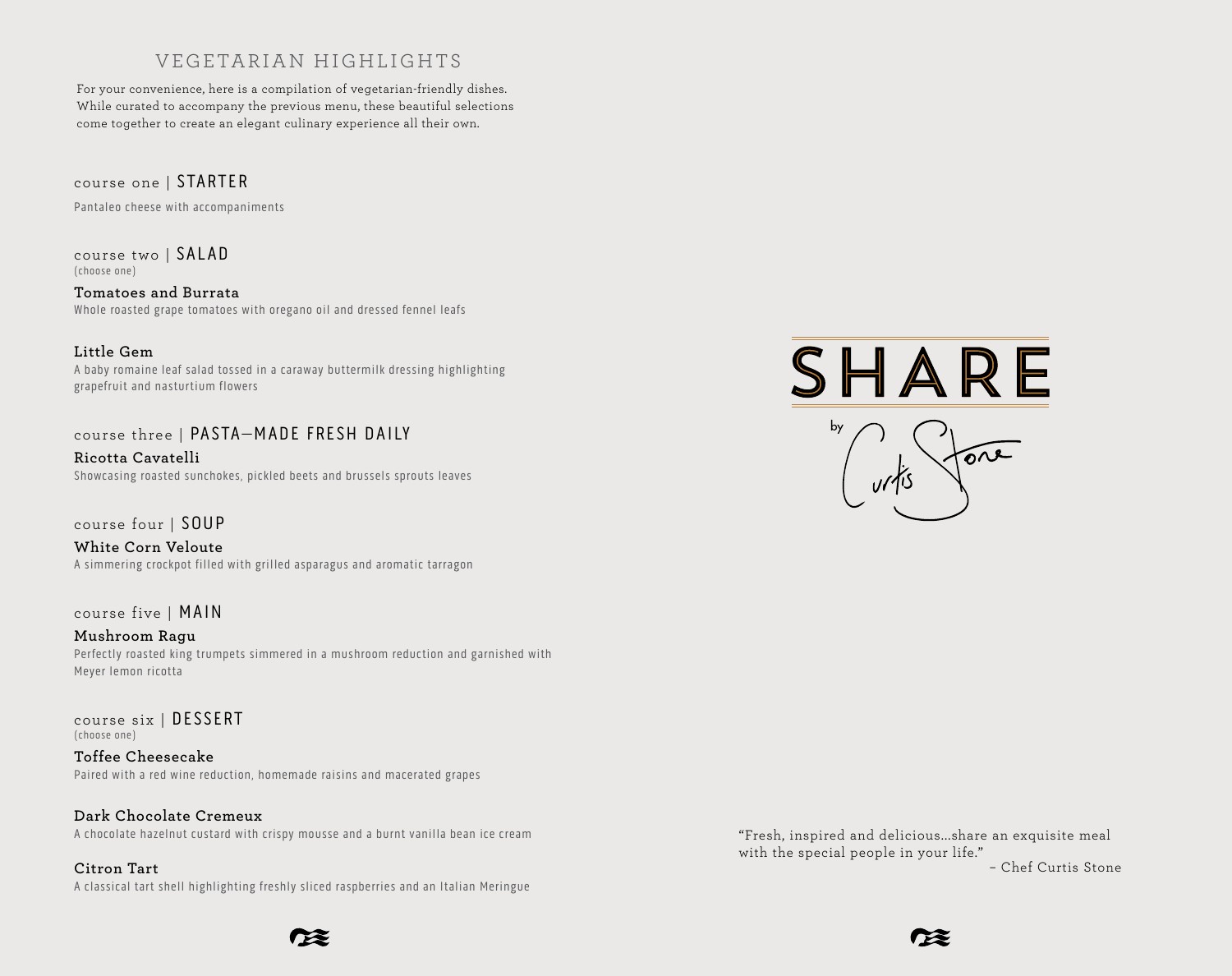# VEGETARIAN HIGHLIGHTS

For your convenience, here is a compilation of vegetarian-friendly dishes. While curated to accompany the previous menu, these beautiful selections come together to create an elegant culinary experience all their own.

## course one | STARTER

Pantaleo cheese with accompaniments

## course two | SALAD
(choose one)

**Tomatoes and Burrata**
Whole roasted grape tomatoes with oregano oil and dressed fennel leafs

**Little Gem**
A baby romaine leaf salad tossed in a caraway buttermilk dressing highlighting grapefruit and nasturtium flowers

## course three | PASTA—MADE FRESH DAILY

**Ricotta Cavatelli**
Showcasing roasted sunchokes, pickled beets and brussels sprouts leaves

## course four | SOUP

**White Corn Veloute**
A simmering crockpot filled with grilled asparagus and aromatic tarragon

## course five | MAIN

**Mushroom Ragu**
Perfectly roasted king trumpets simmered in a mushroom reduction and garnished with Meyer lemon ricotta

## course six | DESSERT
(choose one)

**Toffee Cheesecake**
Paired with a red wine reduction, homemade raisins and macerated grapes

**Dark Chocolate Cremeux**
A chocolate hazelnut custard with crispy mousse and a burnt vanilla bean ice cream

**Citron Tart**
A classical tart shell highlighting freshly sliced raspberries and an Italian Meringue

# SHARE

by Curtis Stone

"Fresh, inspired and delicious...share an exquisite meal with the special people in your life."
– Chef Curtis Stone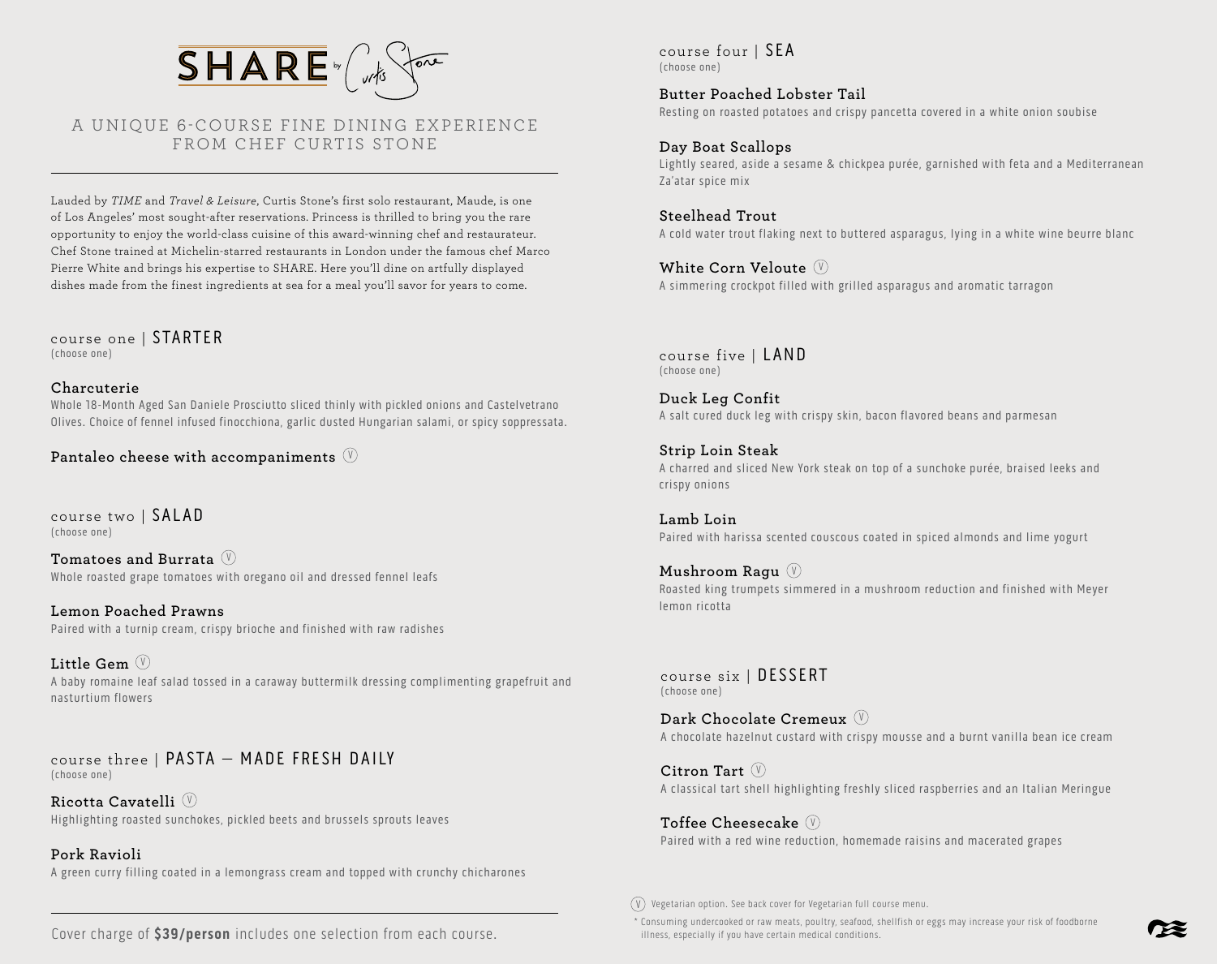# SHARE by Curtis Stone

## A UNIQUE 6-COURSE FINE DINING EXPERIENCE FROM CHEF CURTIS STONE

Lauded by *TIME* and *Travel & Leisure*, Curtis Stone's first solo restaurant, Maude, is one of Los Angeles' most sought-after reservations. Princess is thrilled to bring you the rare opportunity to enjoy the world-class cuisine of this award-winning chef and restaurateur. Chef Stone trained at Michelin-starred restaurants in London under the famous chef Marco Pierre White and brings his expertise to SHARE. Here you'll dine on artfully displayed dishes made from the finest ingredients at sea for a meal you'll savor for years to come.

### course one | STARTER
(choose one)

**Charcuterie**
Whole 18-Month Aged San Daniele Prosciutto sliced thinly with pickled onions and Castelvetrano Olives. Choice of fennel infused finocchiona, garlic dusted Hungarian salami, or spicy soppressata.

**Pantaleo cheese with accompaniments** (V)

### course two | SALAD
(choose one)

**Tomatoes and Burrata** (V)
Whole roasted grape tomatoes with oregano oil and dressed fennel leafs

**Lemon Poached Prawns**
Paired with a turnip cream, crispy brioche and finished with raw radishes

**Little Gem** (V)
A baby romaine leaf salad tossed in a caraway buttermilk dressing complimenting grapefruit and nasturtium flowers

### course three | PASTA — MADE FRESH DAILY
(choose one)

**Ricotta Cavatelli** (V)
Highlighting roasted sunchokes, pickled beets and brussels sprouts leaves

**Pork Ravioli**
A green curry filling coated in a lemongrass cream and topped with crunchy chicharones

Cover charge of **$39/person** includes one selection from each course.

### course four | SEA
(choose one)

**Butter Poached Lobster Tail**
Resting on roasted potatoes and crispy pancetta covered in a white onion soubise

**Day Boat Scallops**
Lightly seared, aside a sesame & chickpea purée, garnished with feta and a Mediterranean Za'atar spice mix

**Steelhead Trout**
A cold water trout flaking next to buttered asparagus, lying in a white wine beurre blanc

**White Corn Veloute** (V)
A simmering crockpot filled with grilled asparagus and aromatic tarragon

### course five | LAND
(choose one)

**Duck Leg Confit**
A salt cured duck leg with crispy skin, bacon flavored beans and parmesan

**Strip Loin Steak**
A charred and sliced New York steak on top of a sunchoke purée, braised leeks and crispy onions

**Lamb Loin**
Paired with harissa scented couscous coated in spiced almonds and lime yogurt

**Mushroom Ragu** (V)
Roasted king trumpets simmered in a mushroom reduction and finished with Meyer lemon ricotta

### course six | DESSERT
(choose one)

**Dark Chocolate Cremeux** (V)
A chocolate hazelnut custard with crispy mousse and a burnt vanilla bean ice cream

**Citron Tart** (V)
A classical tart shell highlighting freshly sliced raspberries and an Italian Meringue

**Toffee Cheesecake** (V)
Paired with a red wine reduction, homemade raisins and macerated grapes

(V) Vegetarian option. See back cover for Vegetarian full course menu.

* Consuming undercooked or raw meats, poultry, seafood, shellfish or eggs may increase your risk of foodborne illness, especially if you have certain medical conditions.